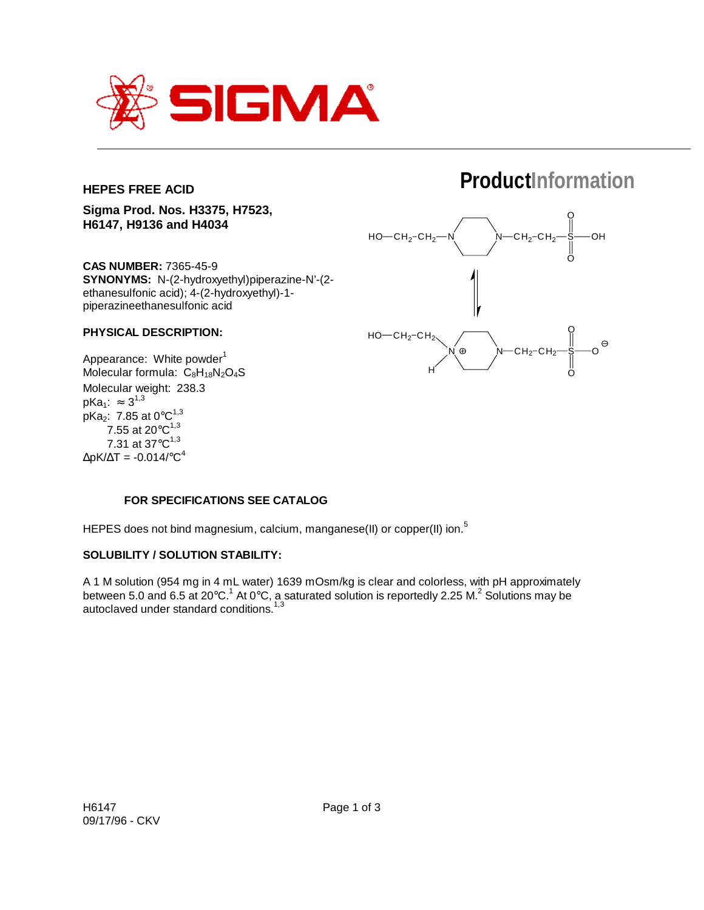SIGMA

# ProductInformation

## HEPES FREE ACID

**Sigma Prod. Nos. H3375, H7523, H6147, H9136 and H4034**

**CAS NUMBER:** 7365-45-9
**SYNONYMS:** N-(2-hydroxyethyl)piperazine-N'-(2-ethanesulfonic acid); 4-(2-hydroxyethyl)-1-piperazineethanesulfonic acid

### PHYSICAL DESCRIPTION:

Appearance: White powder[1]
Molecular formula: $C_8H_{18}N_2O_4S$
Molecular weight: 238.3
$pKa_1$: ≈ 3[1,3]
$pKa_2$: 7.85 at 0°C[1,3]
7.55 at 20°C[1,3]
7.31 at 37°C[1,3]
$\Delta pK/\Delta T = -0.014/°C$[4]

### FOR SPECIFICATIONS SEE CATALOG

HEPES does not bind magnesium, calcium, manganese(II) or copper(II) ion.[5]

### SOLUBILITY / SOLUTION STABILITY:

A 1 M solution (954 mg in 4 mL water) 1639 mOsm/kg is clear and colorless, with pH approximately between 5.0 and 6.5 at 20°C.[1] At 0°C, a saturated solution is reportedly 2.25 M.[2] Solutions may be autoclaved under standard conditions.[1,3]

H6147
09/17/96 - CKV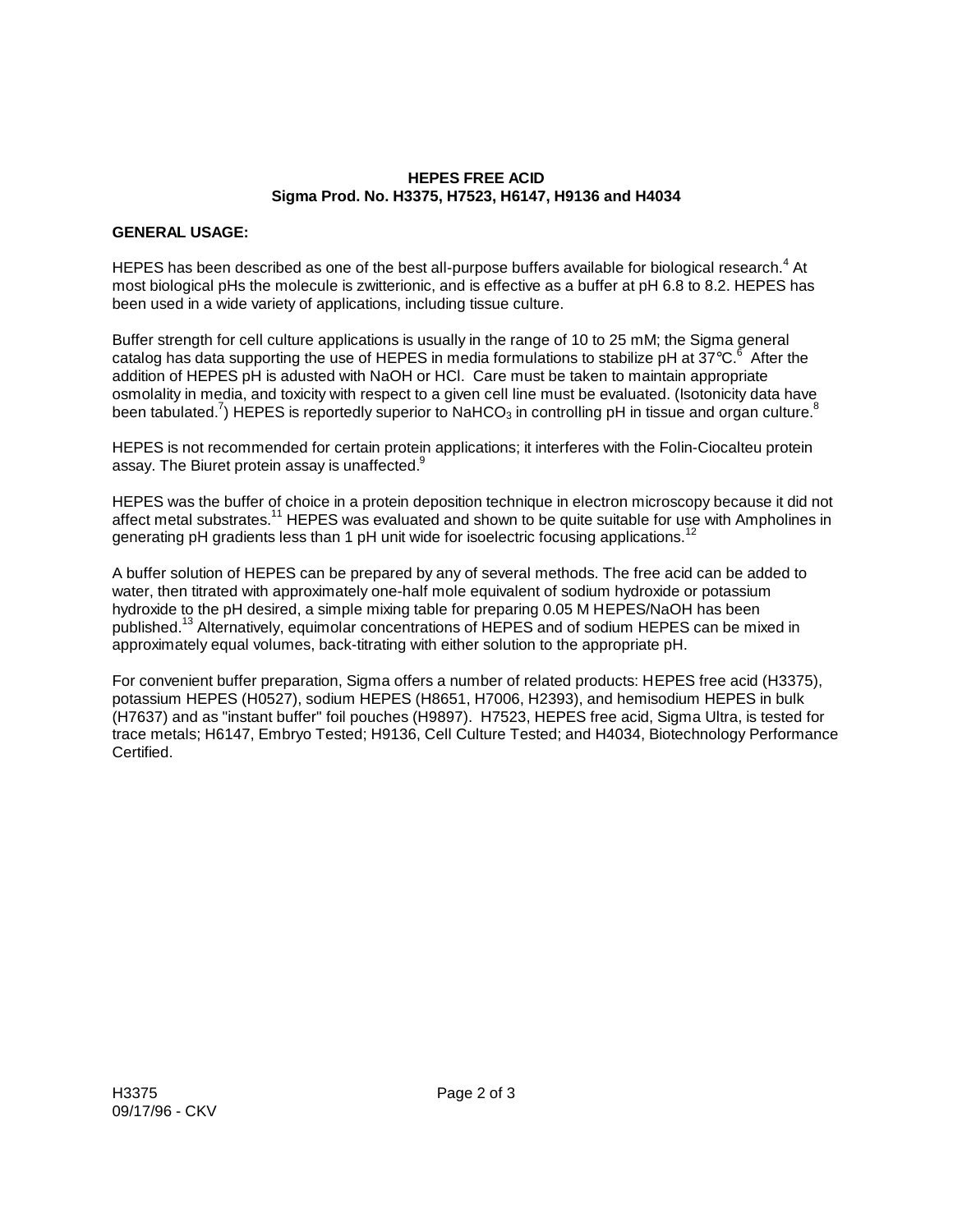**HEPES FREE ACID**
**Sigma Prod. No. H3375, H7523, H6147, H9136 and H4034**

**GENERAL USAGE:**

HEPES has been described as one of the best all-purpose buffers available for biological research.[4] At most biological pHs the molecule is zwitterionic, and is effective as a buffer at pH 6.8 to 8.2. HEPES has been used in a wide variety of applications, including tissue culture.

Buffer strength for cell culture applications is usually in the range of 10 to 25 mM; the Sigma general catalog has data supporting the use of HEPES in media formulations to stabilize pH at 37°C.[6] After the addition of HEPES pH is adusted with NaOH or HCl. Care must be taken to maintain appropriate osmolality in media, and toxicity with respect to a given cell line must be evaluated. (Isotonicity data have been tabulated.[7]) HEPES is reportedly superior to $NaHCO_3$ in controlling pH in tissue and organ culture.[8]

HEPES is not recommended for certain protein applications; it interferes with the Folin-Ciocalteu protein assay. The Biuret protein assay is unaffected.[9]

HEPES was the buffer of choice in a protein deposition technique in electron microscopy because it did not affect metal substrates.[11] HEPES was evaluated and shown to be quite suitable for use with Ampholines in generating pH gradients less than 1 pH unit wide for isoelectric focusing applications.[12]

A buffer solution of HEPES can be prepared by any of several methods. The free acid can be added to water, then titrated with approximately one-half mole equivalent of sodium hydroxide or potassium hydroxide to the pH desired, a simple mixing table for preparing 0.05 M HEPES/NaOH has been published.[13] Alternatively, equimolar concentrations of HEPES and of sodium HEPES can be mixed in approximately equal volumes, back-titrating with either solution to the appropriate pH.

For convenient buffer preparation, Sigma offers a number of related products: HEPES free acid (H3375), potassium HEPES (H0527), sodium HEPES (H8651, H7006, H2393), and hemisodium HEPES in bulk (H7637) and as "instant buffer" foil pouches (H9897). H7523, HEPES free acid, Sigma Ultra, is tested for trace metals; H6147, Embryo Tested; H9136, Cell Culture Tested; and H4034, Biotechnology Performance Certified.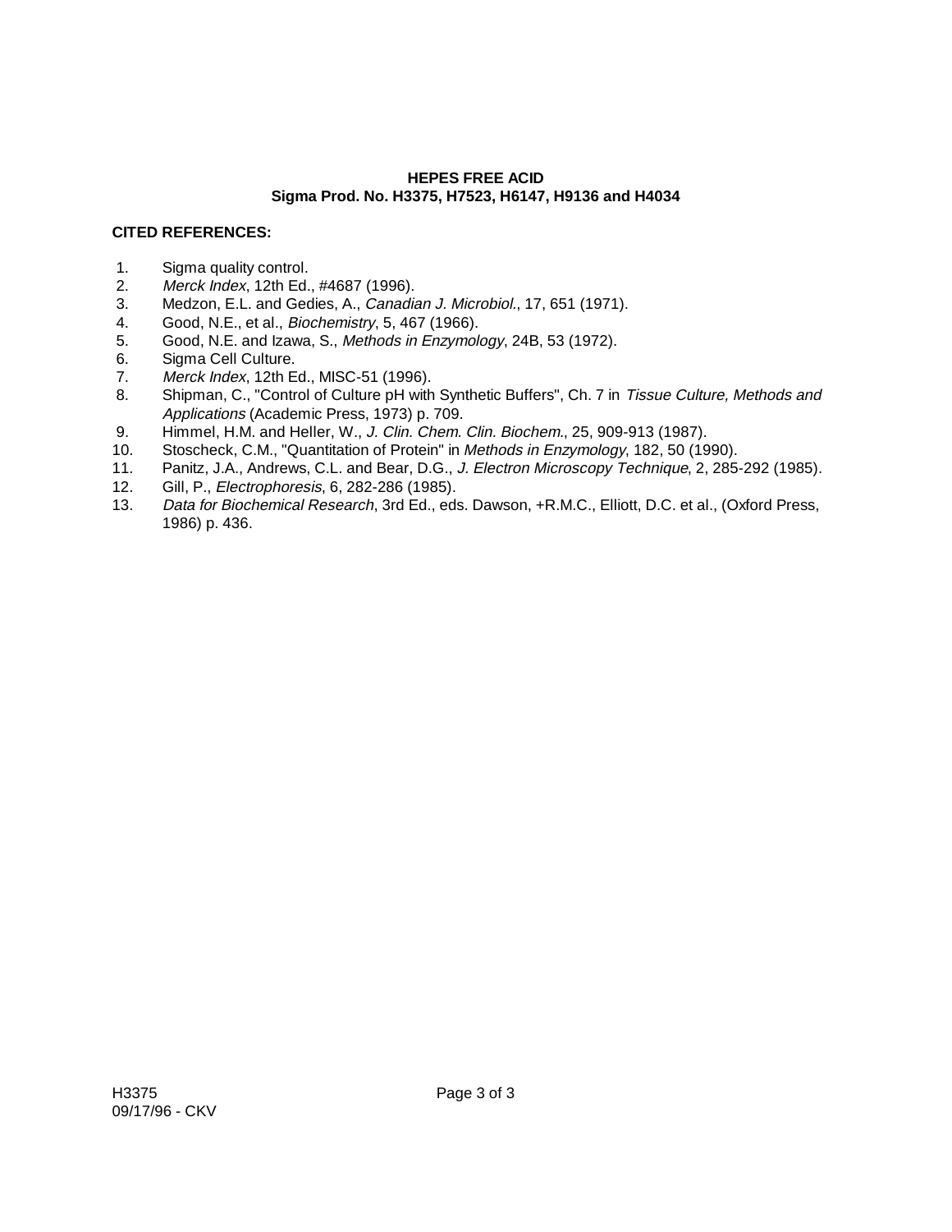**HEPES FREE ACID**
**Sigma Prod. No. H3375, H7523, H6147, H9136 and H4034**

**CITED REFERENCES:**

1. Sigma quality control.
2. *Merck Index*, 12th Ed., #4687 (1996).
3. Medzon, E.L. and Gedies, A., *Canadian J. Microbiol.*, 17, 651 (1971).
4. Good, N.E., et al., *Biochemistry*, 5, 467 (1966).
5. Good, N.E. and Izawa, S., *Methods in Enzymology*, 24B, 53 (1972).
6. Sigma Cell Culture.
7. *Merck Index*, 12th Ed., MISC-51 (1996).
8. Shipman, C., "Control of Culture pH with Synthetic Buffers", Ch. 7 in *Tissue Culture, Methods and Applications* (Academic Press, 1973) p. 709.
9. Himmel, H.M. and Heller, W., *J. Clin. Chem. Clin. Biochem.*, 25, 909-913 (1987).
10. Stoscheck, C.M., "Quantitation of Protein" in *Methods in Enzymology*, 182, 50 (1990).
11. Panitz, J.A., Andrews, C.L. and Bear, D.G., *J. Electron Microscopy Technique*, 2, 285-292 (1985).
12. Gill, P., *Electrophoresis*, 6, 282-286 (1985).
13. *Data for Biochemical Research*, 3rd Ed., eds. Dawson, +R.M.C., Elliott, D.C. et al., (Oxford Press, 1986) p. 436.

H3375
09/17/96 - CKV